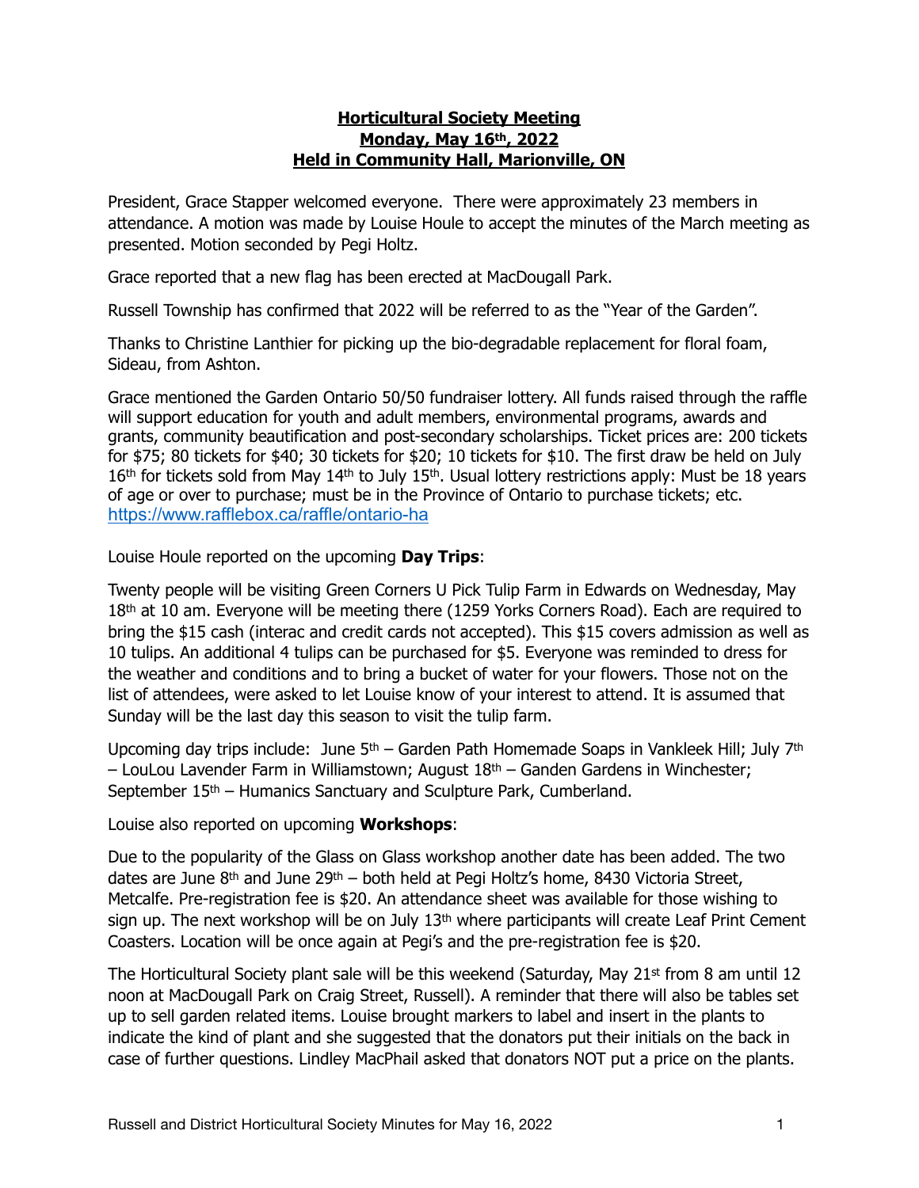**Horticultural Society Meeting**
**Monday, May 16th, 2022**
**Held in Community Hall, Marionville, ON**

President, Grace Stapper welcomed everyone. There were approximately 23 members in attendance. A motion was made by Louise Houle to accept the minutes of the March meeting as presented. Motion seconded by Pegi Holtz.

Grace reported that a new flag has been erected at MacDougall Park.

Russell Township has confirmed that 2022 will be referred to as the "Year of the Garden".

Thanks to Christine Lanthier for picking up the bio-degradable replacement for floral foam, Sideau, from Ashton.

Grace mentioned the Garden Ontario 50/50 fundraiser lottery. All funds raised through the raffle will support education for youth and adult members, environmental programs, awards and grants, community beautification and post-secondary scholarships. Ticket prices are: 200 tickets for $75; 80 tickets for $40; 30 tickets for $20; 10 tickets for $10. The first draw be held on July 16th for tickets sold from May 14th to July 15th. Usual lottery restrictions apply: Must be 18 years of age or over to purchase; must be in the Province of Ontario to purchase tickets; etc. https://www.rafflebox.ca/raffle/ontario-ha

Louise Houle reported on the upcoming **Day Trips**:

Twenty people will be visiting Green Corners U Pick Tulip Farm in Edwards on Wednesday, May 18th at 10 am. Everyone will be meeting there (1259 Yorks Corners Road). Each are required to bring the $15 cash (interac and credit cards not accepted). This $15 covers admission as well as 10 tulips. An additional 4 tulips can be purchased for $5. Everyone was reminded to dress for the weather and conditions and to bring a bucket of water for your flowers. Those not on the list of attendees, were asked to let Louise know of your interest to attend. It is assumed that Sunday will be the last day this season to visit the tulip farm.

Upcoming day trips include: June 5th – Garden Path Homemade Soaps in Vankleek Hill; July 7th – LouLou Lavender Farm in Williamstown; August 18th – Ganden Gardens in Winchester; September 15th – Humanics Sanctuary and Sculpture Park, Cumberland.

Louise also reported on upcoming **Workshops**:

Due to the popularity of the Glass on Glass workshop another date has been added. The two dates are June 8th and June 29th – both held at Pegi Holtz's home, 8430 Victoria Street, Metcalfe. Pre-registration fee is $20. An attendance sheet was available for those wishing to sign up. The next workshop will be on July 13th where participants will create Leaf Print Cement Coasters. Location will be once again at Pegi's and the pre-registration fee is $20.

The Horticultural Society plant sale will be this weekend (Saturday, May 21st from 8 am until 12 noon at MacDougall Park on Craig Street, Russell). A reminder that there will also be tables set up to sell garden related items. Louise brought markers to label and insert in the plants to indicate the kind of plant and she suggested that the donators put their initials on the back in case of further questions. Lindley MacPhail asked that donators NOT put a price on the plants.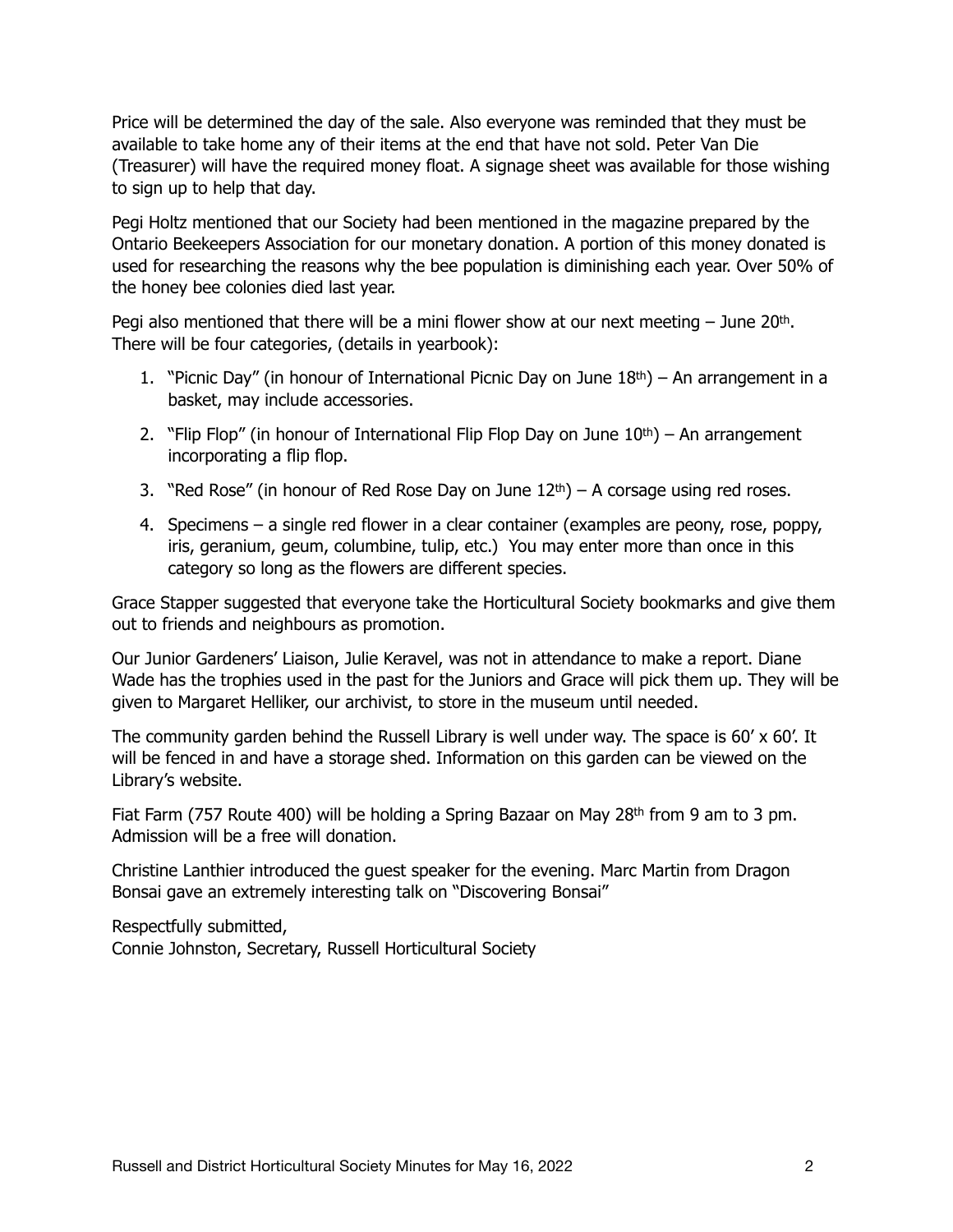Price will be determined the day of the sale. Also everyone was reminded that they must be available to take home any of their items at the end that have not sold. Peter Van Die (Treasurer) will have the required money float. A signage sheet was available for those wishing to sign up to help that day.

Pegi Holtz mentioned that our Society had been mentioned in the magazine prepared by the Ontario Beekeepers Association for our monetary donation. A portion of this money donated is used for researching the reasons why the bee population is diminishing each year. Over 50% of the honey bee colonies died last year.

Pegi also mentioned that there will be a mini flower show at our next meeting – June 20th. There will be four categories, (details in yearbook):

1. "Picnic Day" (in honour of International Picnic Day on June 18th) – An arrangement in a basket, may include accessories.
2. "Flip Flop" (in honour of International Flip Flop Day on June 10th) – An arrangement incorporating a flip flop.
3. "Red Rose" (in honour of Red Rose Day on June 12th) – A corsage using red roses.
4. Specimens – a single red flower in a clear container (examples are peony, rose, poppy, iris, geranium, geum, columbine, tulip, etc.) You may enter more than once in this category so long as the flowers are different species.

Grace Stapper suggested that everyone take the Horticultural Society bookmarks and give them out to friends and neighbours as promotion.

Our Junior Gardeners' Liaison, Julie Keravel, was not in attendance to make a report. Diane Wade has the trophies used in the past for the Juniors and Grace will pick them up. They will be given to Margaret Helliker, our archivist, to store in the museum until needed.

The community garden behind the Russell Library is well under way. The space is 60' x 60'. It will be fenced in and have a storage shed. Information on this garden can be viewed on the Library's website.

Fiat Farm (757 Route 400) will be holding a Spring Bazaar on May 28th from 9 am to 3 pm. Admission will be a free will donation.

Christine Lanthier introduced the guest speaker for the evening. Marc Martin from Dragon Bonsai gave an extremely interesting talk on "Discovering Bonsai"

Respectfully submitted,  
Connie Johnston, Secretary, Russell Horticultural Society